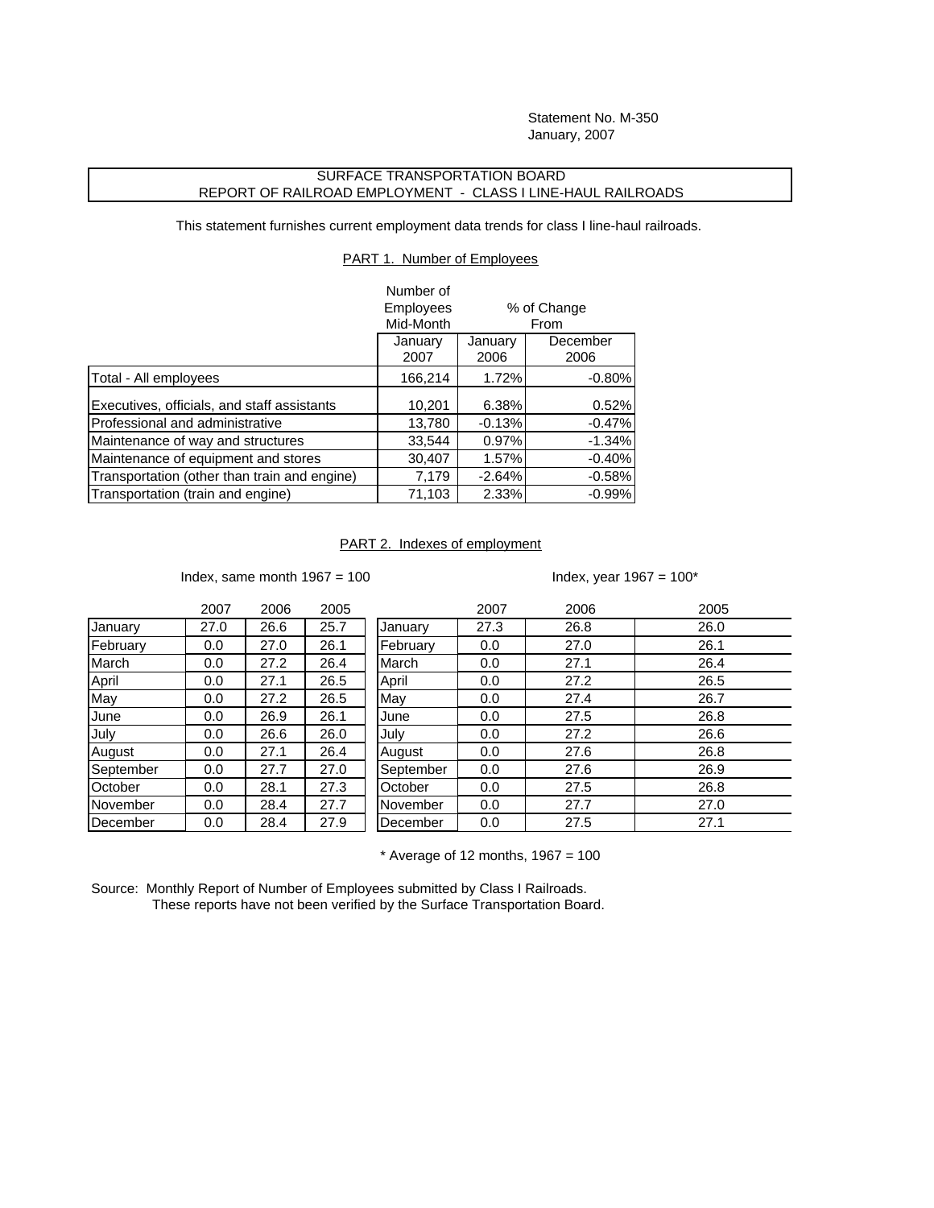Statement No. M-350
January, 2007

# SURFACE TRANSPORTATION BOARD
## REPORT OF RAILROAD EMPLOYMENT - CLASS I LINE-HAUL RAILROADS

This statement furnishes current employment data trends for class I line-haul railroads.

### PART 1. Number of Employees

| | Number of Employees Mid-Month | % of Change From | |
|---|---|---|---|
| | January 2007 | January 2006 | December 2006 |
| Total - All employees | 166,214 | 1.72% | -0.80% |
| Executives, officials, and staff assistants | 10,201 | 6.38% | 0.52% |
| Professional and administrative | 13,780 | -0.13% | -0.47% |
| Maintenance of way and structures | 33,544 | 0.97% | -1.34% |
| Maintenance of equipment and stores | 30,407 | 1.57% | -0.40% |
| Transportation (other than train and engine) | 7,179 | -2.64% | -0.58% |
| Transportation (train and engine) | 71,103 | 2.33% | -0.99% |

### PART 2. Indexes of employment

Index, same month 1967 = 100

| | 2007 | 2006 | 2005 |
|---|---|---|---|
| January | 27.0 | 26.6 | 25.7 |
| February | 0.0 | 27.0 | 26.1 |
| March | 0.0 | 27.2 | 26.4 |
| April | 0.0 | 27.1 | 26.5 |
| May | 0.0 | 27.2 | 26.5 |
| June | 0.0 | 26.9 | 26.1 |
| July | 0.0 | 26.6 | 26.0 |
| August | 0.0 | 27.1 | 26.4 |
| September | 0.0 | 27.7 | 27.0 |
| October | 0.0 | 28.1 | 27.3 |
| November | 0.0 | 28.4 | 27.7 |
| December | 0.0 | 28.4 | 27.9 |

Index, year 1967 = 100*

| | 2007 | 2006 | 2005 |
|---|---|---|---|
| January | 27.3 | 26.8 | 26.0 |
| February | 0.0 | 27.0 | 26.1 |
| March | 0.0 | 27.1 | 26.4 |
| April | 0.0 | 27.2 | 26.5 |
| May | 0.0 | 27.4 | 26.7 |
| June | 0.0 | 27.5 | 26.8 |
| July | 0.0 | 27.2 | 26.6 |
| August | 0.0 | 27.6 | 26.8 |
| September | 0.0 | 27.6 | 26.9 |
| October | 0.0 | 27.5 | 26.8 |
| November | 0.0 | 27.7 | 27.0 |
| December | 0.0 | 27.5 | 27.1 |

\* Average of 12 months, 1967 = 100

Source: Monthly Report of Number of Employees submitted by Class I Railroads.
These reports have not been verified by the Surface Transportation Board.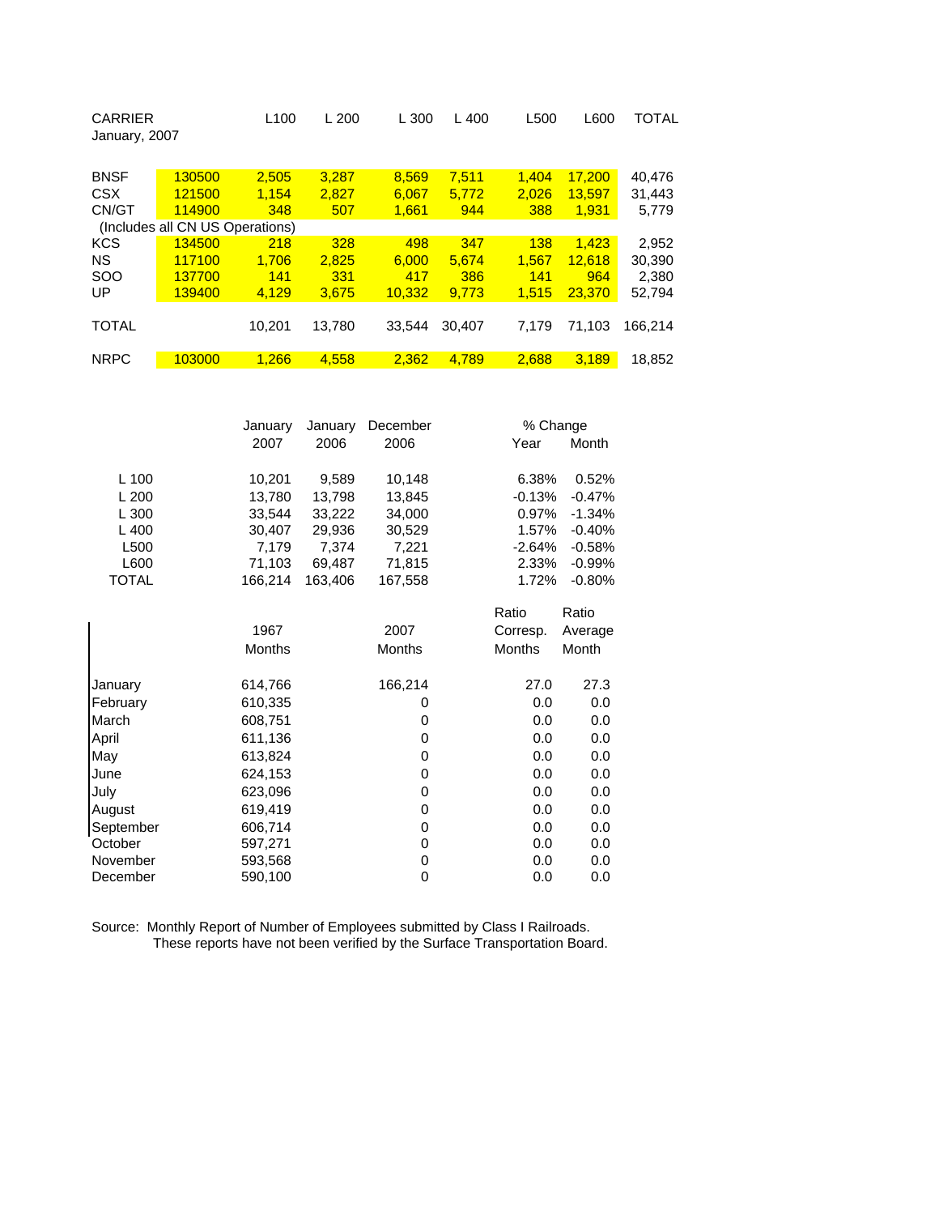| CARRIER January, 2007 | | L100 | L 200 | L 300 | L 400 | L500 | L600 | TOTAL |
|---|---|---|---|---|---|---|---|---|
| BNSF | 130500 | 2,505 | 3,287 | 8,569 | 7,511 | 1,404 | 17,200 | 40,476 |
| CSX | 121500 | 1,154 | 2,827 | 6,067 | 5,772 | 2,026 | 13,597 | 31,443 |
| CN/GT | 114900 | 348 | 507 | 1,661 | 944 | 388 | 1,931 | 5,779 |
| (Includes all CN US Operations) | | | | | | | | |
| KCS | 134500 | 218 | 328 | 498 | 347 | 138 | 1,423 | 2,952 |
| NS | 117100 | 1,706 | 2,825 | 6,000 | 5,674 | 1,567 | 12,618 | 30,390 |
| SOO | 137700 | 141 | 331 | 417 | 386 | 141 | 964 | 2,380 |
| UP | 139400 | 4,129 | 3,675 | 10,332 | 9,773 | 1,515 | 23,370 | 52,794 |
| TOTAL | | 10,201 | 13,780 | 33,544 | 30,407 | 7,179 | 71,103 | 166,214 |
| NRPC | 103000 | 1,266 | 4,558 | 2,362 | 4,789 | 2,688 | 3,189 | 18,852 |

| | January 2007 | January 2006 | December 2006 | % Change Year | % Change Month |
|---|---|---|---|---|---|
| L 100 | 10,201 | 9,589 | 10,148 | 6.38% | 0.52% |
| L 200 | 13,780 | 13,798 | 13,845 | -0.13% | -0.47% |
| L 300 | 33,544 | 33,222 | 34,000 | 0.97% | -1.34% |
| L 400 | 30,407 | 29,936 | 30,529 | 1.57% | -0.40% |
| L500 | 7,179 | 7,374 | 7,221 | -2.64% | -0.58% |
| L600 | 71,103 | 69,487 | 71,815 | 2.33% | -0.99% |
| TOTAL | 166,214 | 163,406 | 167,558 | 1.72% | -0.80% |

| | 1967 Months | 2007 Months | Ratio Corresp. Months | Ratio Average Month |
|---|---|---|---|---|
| January | 614,766 | 166,214 | 27.0 | 27.3 |
| February | 610,335 | 0 | 0.0 | 0.0 |
| March | 608,751 | 0 | 0.0 | 0.0 |
| April | 611,136 | 0 | 0.0 | 0.0 |
| May | 613,824 | 0 | 0.0 | 0.0 |
| June | 624,153 | 0 | 0.0 | 0.0 |
| July | 623,096 | 0 | 0.0 | 0.0 |
| August | 619,419 | 0 | 0.0 | 0.0 |
| September | 606,714 | 0 | 0.0 | 0.0 |
| October | 597,271 | 0 | 0.0 | 0.0 |
| November | 593,568 | 0 | 0.0 | 0.0 |
| December | 590,100 | 0 | 0.0 | 0.0 |

Source: Monthly Report of Number of Employees submitted by Class I Railroads.
These reports have not been verified by the Surface Transportation Board.